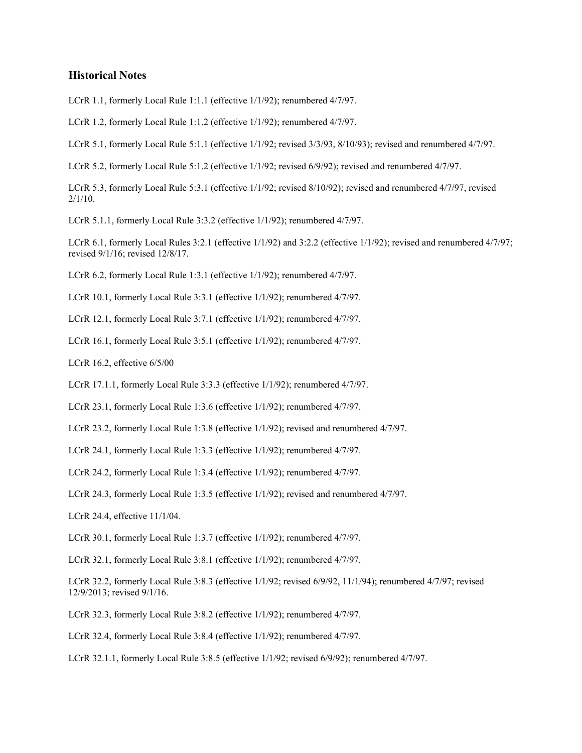## Historical Notes

LCrR 1.1, formerly Local Rule 1:1.1 (effective 1/1/92); renumbered 4/7/97.

LCrR 1.2, formerly Local Rule 1:1.2 (effective 1/1/92); renumbered 4/7/97.

LCrR 5.1, formerly Local Rule 5:1.1 (effective 1/1/92; revised 3/3/93, 8/10/93); revised and renumbered 4/7/97.

LCrR 5.2, formerly Local Rule 5:1.2 (effective 1/1/92; revised 6/9/92); revised and renumbered 4/7/97.

LCrR 5.3, formerly Local Rule 5:3.1 (effective 1/1/92; revised 8/10/92); revised and renumbered 4/7/97, revised 2/1/10.

LCrR 5.1.1, formerly Local Rule 3:3.2 (effective 1/1/92); renumbered 4/7/97.

LCrR 6.1, formerly Local Rules 3:2.1 (effective 1/1/92) and 3:2.2 (effective 1/1/92); revised and renumbered 4/7/97; revised 9/1/16; revised 12/8/17.

LCrR 6.2, formerly Local Rule 1:3.1 (effective 1/1/92); renumbered 4/7/97.

LCrR 10.1, formerly Local Rule 3:3.1 (effective 1/1/92); renumbered 4/7/97.

LCrR 12.1, formerly Local Rule 3:7.1 (effective 1/1/92); renumbered 4/7/97.

LCrR 16.1, formerly Local Rule 3:5.1 (effective 1/1/92); renumbered 4/7/97.

LCrR 16.2, effective 6/5/00

LCrR 17.1.1, formerly Local Rule 3:3.3 (effective 1/1/92); renumbered 4/7/97.

LCrR 23.1, formerly Local Rule 1:3.6 (effective 1/1/92); renumbered 4/7/97.

LCrR 23.2, formerly Local Rule 1:3.8 (effective 1/1/92); revised and renumbered 4/7/97.

LCrR 24.1, formerly Local Rule 1:3.3 (effective 1/1/92); renumbered 4/7/97.

LCrR 24.2, formerly Local Rule 1:3.4 (effective 1/1/92); renumbered 4/7/97.

LCrR 24.3, formerly Local Rule 1:3.5 (effective 1/1/92); revised and renumbered 4/7/97.

LCrR 24.4, effective 11/1/04.

LCrR 30.1, formerly Local Rule 1:3.7 (effective 1/1/92); renumbered 4/7/97.

LCrR 32.1, formerly Local Rule 3:8.1 (effective 1/1/92); renumbered 4/7/97.

LCrR 32.2, formerly Local Rule 3:8.3 (effective 1/1/92; revised 6/9/92, 11/1/94); renumbered 4/7/97; revised 12/9/2013; revised 9/1/16.

LCrR 32.3, formerly Local Rule 3:8.2 (effective 1/1/92); renumbered 4/7/97.

LCrR 32.4, formerly Local Rule 3:8.4 (effective 1/1/92); renumbered 4/7/97.

LCrR 32.1.1, formerly Local Rule 3:8.5 (effective 1/1/92; revised 6/9/92); renumbered 4/7/97.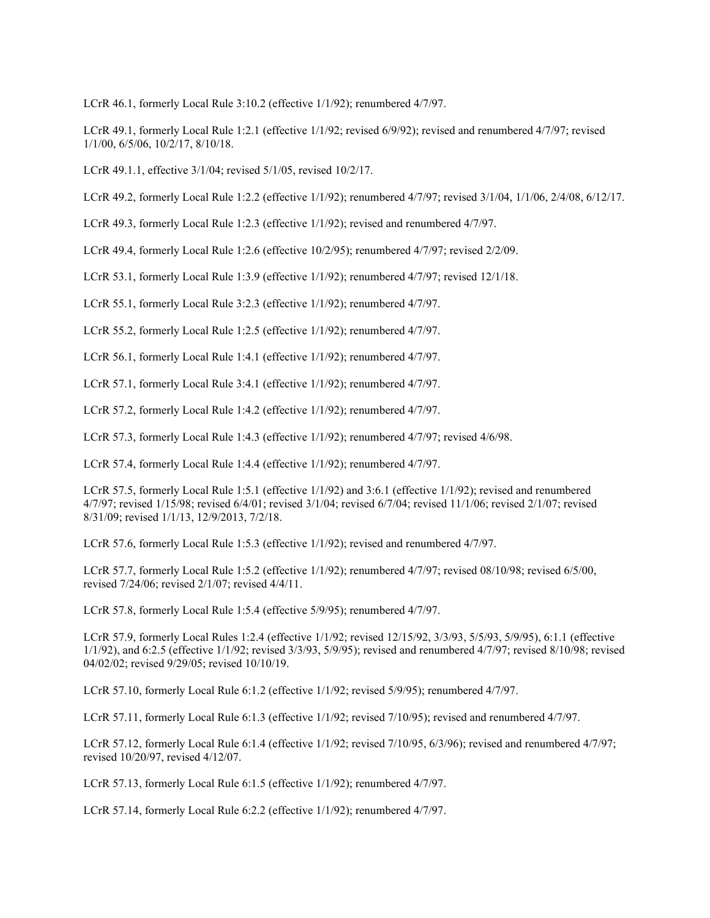LCrR 46.1, formerly Local Rule 3:10.2 (effective 1/1/92); renumbered 4/7/97.

LCrR 49.1, formerly Local Rule 1:2.1 (effective 1/1/92; revised 6/9/92); revised and renumbered 4/7/97; revised 1/1/00, 6/5/06, 10/2/17, 8/10/18.

LCrR 49.1.1, effective 3/1/04; revised 5/1/05, revised 10/2/17.

LCrR 49.2, formerly Local Rule 1:2.2 (effective 1/1/92); renumbered 4/7/97; revised 3/1/04, 1/1/06, 2/4/08, 6/12/17.

LCrR 49.3, formerly Local Rule 1:2.3 (effective 1/1/92); revised and renumbered 4/7/97.

LCrR 49.4, formerly Local Rule 1:2.6 (effective 10/2/95); renumbered 4/7/97; revised 2/2/09.

LCrR 53.1, formerly Local Rule 1:3.9 (effective 1/1/92); renumbered 4/7/97; revised 12/1/18.

LCrR 55.1, formerly Local Rule 3:2.3 (effective 1/1/92); renumbered 4/7/97.

LCrR 55.2, formerly Local Rule 1:2.5 (effective 1/1/92); renumbered 4/7/97.

LCrR 56.1, formerly Local Rule 1:4.1 (effective 1/1/92); renumbered 4/7/97.

LCrR 57.1, formerly Local Rule 3:4.1 (effective 1/1/92); renumbered 4/7/97.

LCrR 57.2, formerly Local Rule 1:4.2 (effective 1/1/92); renumbered 4/7/97.

LCrR 57.3, formerly Local Rule 1:4.3 (effective 1/1/92); renumbered 4/7/97; revised 4/6/98.

LCrR 57.4, formerly Local Rule 1:4.4 (effective 1/1/92); renumbered 4/7/97.

LCrR 57.5, formerly Local Rule 1:5.1 (effective 1/1/92) and 3:6.1 (effective 1/1/92); revised and renumbered 4/7/97; revised 1/15/98; revised 6/4/01; revised 3/1/04; revised 6/7/04; revised 11/1/06; revised 2/1/07; revised 8/31/09; revised 1/1/13, 12/9/2013, 7/2/18.

LCrR 57.6, formerly Local Rule 1:5.3 (effective 1/1/92); revised and renumbered 4/7/97.

LCrR 57.7, formerly Local Rule 1:5.2 (effective 1/1/92); renumbered 4/7/97; revised 08/10/98; revised 6/5/00, revised 7/24/06; revised 2/1/07; revised 4/4/11.

LCrR 57.8, formerly Local Rule 1:5.4 (effective 5/9/95); renumbered 4/7/97.

LCrR 57.9, formerly Local Rules 1:2.4 (effective 1/1/92; revised 12/15/92, 3/3/93, 5/5/93, 5/9/95), 6:1.1 (effective 1/1/92), and 6:2.5 (effective 1/1/92; revised 3/3/93, 5/9/95); revised and renumbered 4/7/97; revised 8/10/98; revised 04/02/02; revised 9/29/05; revised 10/10/19.

LCrR 57.10, formerly Local Rule 6:1.2 (effective 1/1/92; revised 5/9/95); renumbered 4/7/97.

LCrR 57.11, formerly Local Rule 6:1.3 (effective 1/1/92; revised 7/10/95); revised and renumbered 4/7/97.

LCrR 57.12, formerly Local Rule 6:1.4 (effective 1/1/92; revised 7/10/95, 6/3/96); revised and renumbered 4/7/97; revised 10/20/97, revised 4/12/07.

LCrR 57.13, formerly Local Rule 6:1.5 (effective 1/1/92); renumbered 4/7/97.

LCrR 57.14, formerly Local Rule 6:2.2 (effective 1/1/92); renumbered 4/7/97.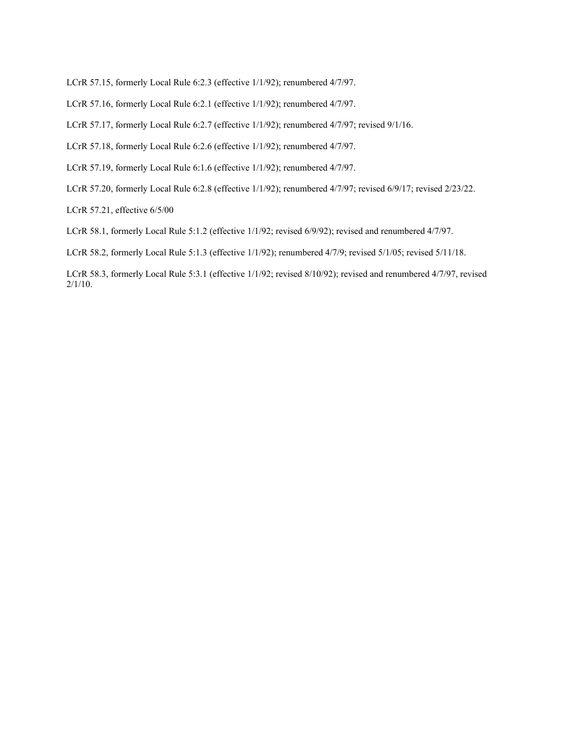LCrR 57.15, formerly Local Rule 6:2.3 (effective 1/1/92); renumbered 4/7/97.

LCrR 57.16, formerly Local Rule 6:2.1 (effective 1/1/92); renumbered 4/7/97.

LCrR 57.17, formerly Local Rule 6:2.7 (effective 1/1/92); renumbered 4/7/97; revised 9/1/16.

LCrR 57.18, formerly Local Rule 6:2.6 (effective 1/1/92); renumbered 4/7/97.

LCrR 57.19, formerly Local Rule 6:1.6 (effective 1/1/92); renumbered 4/7/97.

LCrR 57.20, formerly Local Rule 6:2.8 (effective 1/1/92); renumbered 4/7/97; revised 6/9/17; revised 2/23/22.

LCrR 57.21, effective 6/5/00

LCrR 58.1, formerly Local Rule 5:1.2 (effective 1/1/92; revised 6/9/92); revised and renumbered 4/7/97.

LCrR 58.2, formerly Local Rule 5:1.3 (effective 1/1/92); renumbered 4/7/9; revised 5/1/05; revised 5/11/18.

LCrR 58.3, formerly Local Rule 5:3.1 (effective 1/1/92; revised 8/10/92); revised and renumbered 4/7/97, revised 2/1/10.